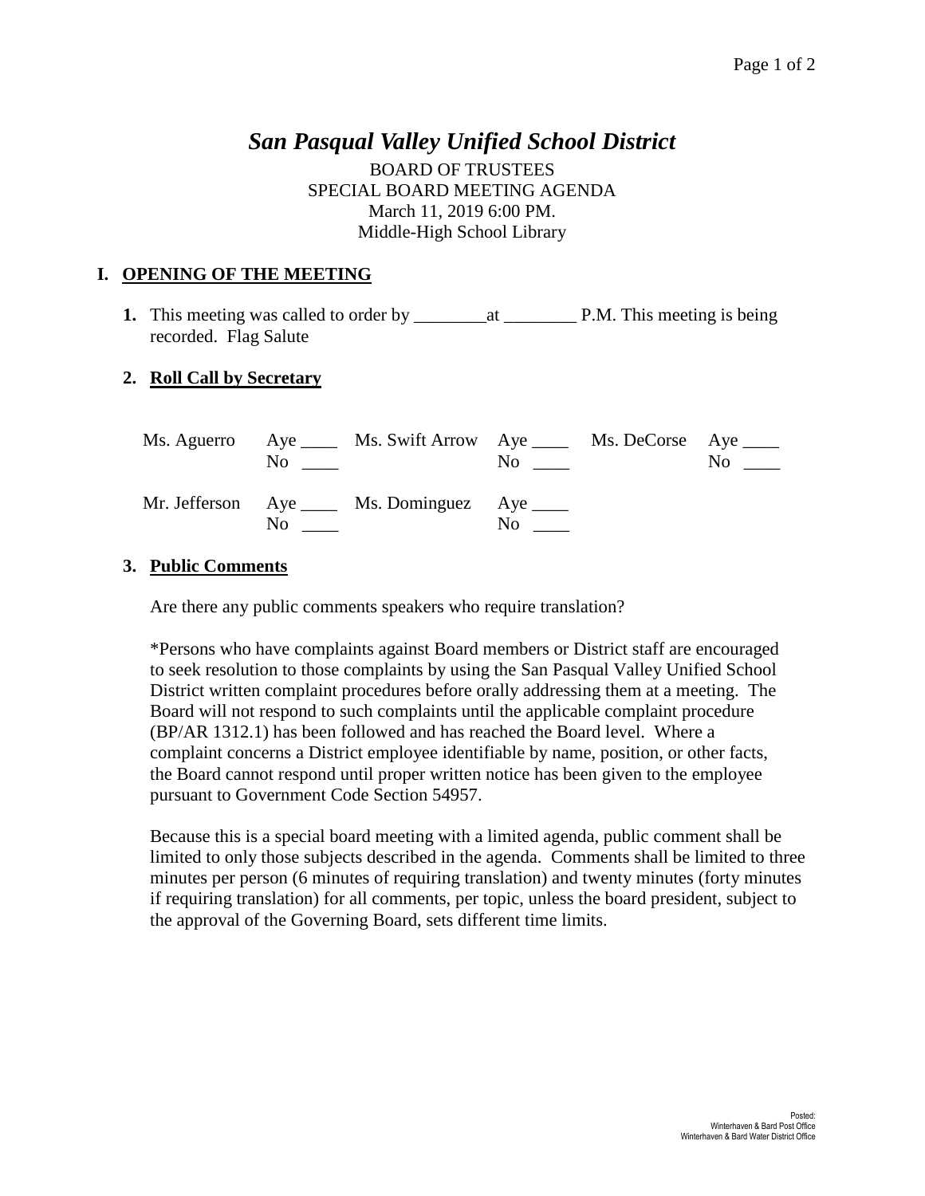# *San Pasqual Valley Unified School District*

BOARD OF TRUSTEES
SPECIAL BOARD MEETING AGENDA
March 11, 2019 6:00 PM.
Middle-High School Library

## I. OPENING OF THE MEETING

**1.** This meeting was called to order by ________at ________ P.M. This meeting is being recorded. Flag Salute

### 2. Roll Call by Secretary

| | | | | | |
|---|---|---|---|---|---|
| Ms. Aguerro | Aye ____ No ____ | Ms. Swift Arrow | Aye ____ No ____ | Ms. DeCorse | Aye ____ No ____ |
| Mr. Jefferson | Aye ____ No ____ | Ms. Dominguez | Aye ____ No ____ | | |

### 3. Public Comments

Are there any public comments speakers who require translation?

*Persons who have complaints against Board members or District staff are encouraged to seek resolution to those complaints by using the San Pasqual Valley Unified School District written complaint procedures before orally addressing them at a meeting. The Board will not respond to such complaints until the applicable complaint procedure (BP/AR 1312.1) has been followed and has reached the Board level. Where a complaint concerns a District employee identifiable by name, position, or other facts, the Board cannot respond until proper written notice has been given to the employee pursuant to Government Code Section 54957.

Because this is a special board meeting with a limited agenda, public comment shall be limited to only those subjects described in the agenda. Comments shall be limited to three minutes per person (6 minutes of requiring translation) and twenty minutes (forty minutes if requiring translation) for all comments, per topic, unless the board president, subject to the approval of the Governing Board, sets different time limits.

Posted:
Winterhaven & Bard Post Office
Winterhaven & Bard Water District Office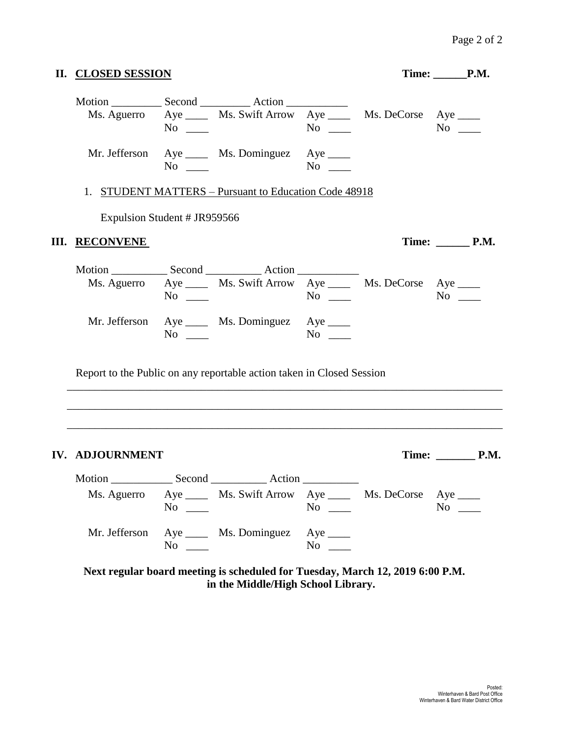## II. CLOSED SESSION

**Time: ______P.M.**

Motion _________ Second _________ Action ___________

| | | | | | |
|---|---|---|---|---|---|
| Ms. Aguerro | Aye ____ No ____ | Ms. Swift Arrow | Aye ____ No ____ | Ms. DeCorse | Aye ____ No ____ |
| Mr. Jefferson | Aye ____ No ____ | Ms. Dominguez | Aye ____ No ____ | | |

1. STUDENT MATTERS – Pursuant to Education Code 48918

   Expulsion Student # JR959566

## III. RECONVENE

**Time: ______ P.M.**

Motion __________ Second __________ Action ___________

| | | | | | |
|---|---|---|---|---|---|
| Ms. Aguerro | Aye ____ No ____ | Ms. Swift Arrow | Aye ____ No ____ | Ms. DeCorse | Aye ____ No ____ |
| Mr. Jefferson | Aye ____ No ____ | Ms. Dominguez | Aye ____ No ____ | | |

Report to the Public on any reportable action taken in Closed Session

_______________________________________________________________________________

_______________________________________________________________________________

_______________________________________________________________________________

## IV. ADJOURNMENT

**Time: _______ P.M.**

Motion ___________ Second __________ Action __________

| | | | | | |
|---|---|---|---|---|---|
| Ms. Aguerro | Aye ____ No ____ | Ms. Swift Arrow | Aye ____ No ____ | Ms. DeCorse | Aye ____ No ____ |
| Mr. Jefferson | Aye ____ No ____ | Ms. Dominguez | Aye ____ No ____ | | |

**Next regular board meeting is scheduled for Tuesday, March 12, 2019 6:00 P.M. in the Middle/High School Library.**

Posted:
Winterhaven & Bard Post Office
Winterhaven & Bard Water District Office